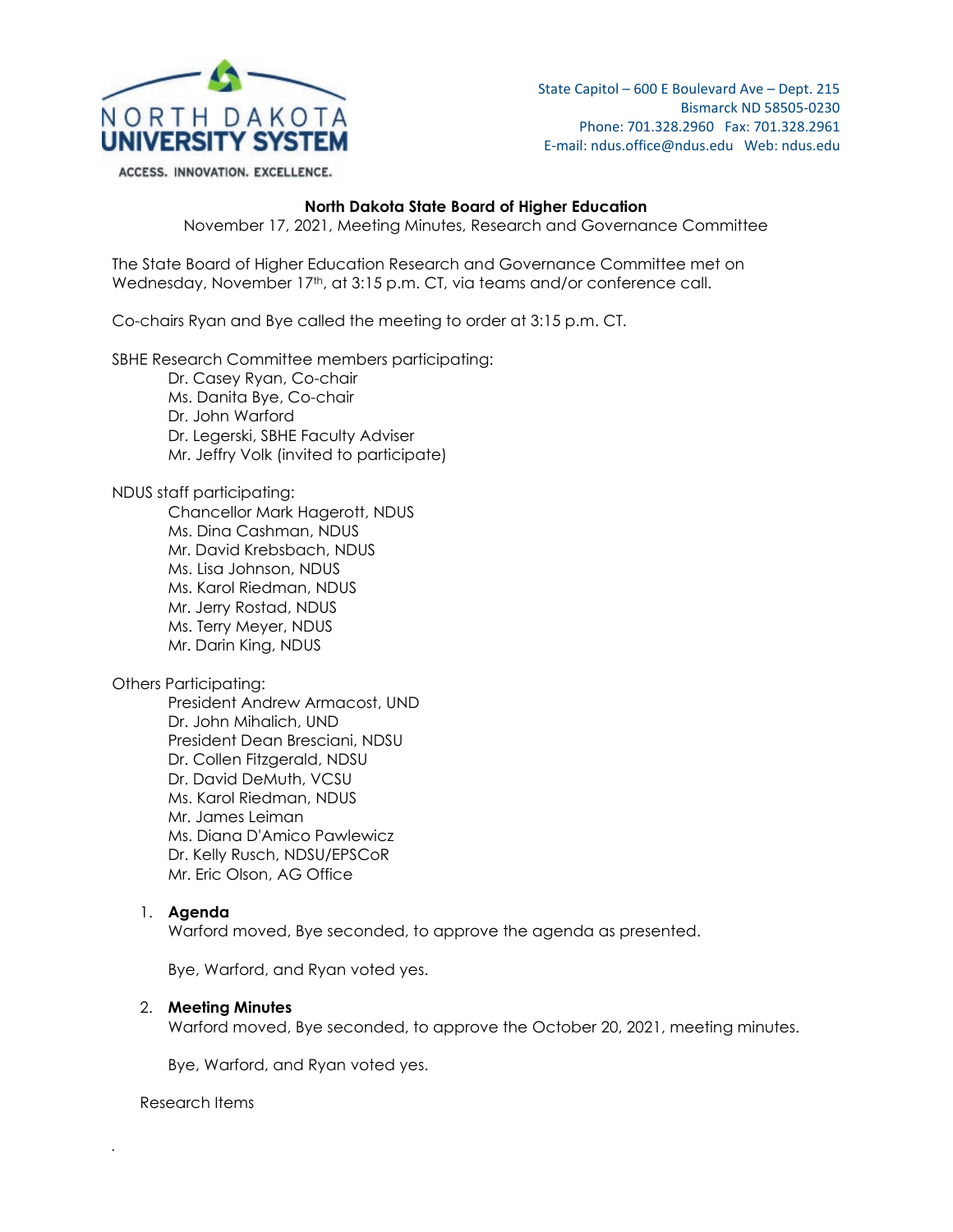North Dakota University System
ACCESS. INNOVATION. EXCELLENCE.

State Capitol – 600 E Boulevard Ave – Dept. 215
Bismarck ND 58505-0230
Phone: 701.328.2960 Fax: 701.328.2961
E-mail: ndus.office@ndus.edu Web: ndus.edu

**North Dakota State Board of Higher Education**

November 17, 2021, Meeting Minutes, Research and Governance Committee

The State Board of Higher Education Research and Governance Committee met on Wednesday, November 17th, at 3:15 p.m. CT, via teams and/or conference call.

Co-chairs Ryan and Bye called the meeting to order at 3:15 p.m. CT.

SBHE Research Committee members participating:
- Dr. Casey Ryan, Co-chair
- Ms. Danita Bye, Co-chair
- Dr. John Warford
- Dr. Legerski, SBHE Faculty Adviser
- Mr. Jeffry Volk (invited to participate)

NDUS staff participating:
- Chancellor Mark Hagerott, NDUS
- Ms. Dina Cashman, NDUS
- Mr. David Krebsbach, NDUS
- Ms. Lisa Johnson, NDUS
- Ms. Karol Riedman, NDUS
- Mr. Jerry Rostad, NDUS
- Ms. Terry Meyer, NDUS
- Mr. Darin King, NDUS

Others Participating:
- President Andrew Armacost, UND
- Dr. John Mihalich, UND
- President Dean Bresciani, NDSU
- Dr. Collen Fitzgerald, NDSU
- Dr. David DeMuth, VCSU
- Ms. Karol Riedman, NDUS
- Mr. James Leiman
- Ms. Diana D'Amico Pawlewicz
- Dr. Kelly Rusch, NDSU/EPSCoR
- Mr. Eric Olson, AG Office

1. **Agenda**

   Warford moved, Bye seconded, to approve the agenda as presented.

   Bye, Warford, and Ryan voted yes.

2. **Meeting Minutes**

   Warford moved, Bye seconded, to approve the October 20, 2021, meeting minutes.

   Bye, Warford, and Ryan voted yes.

Research Items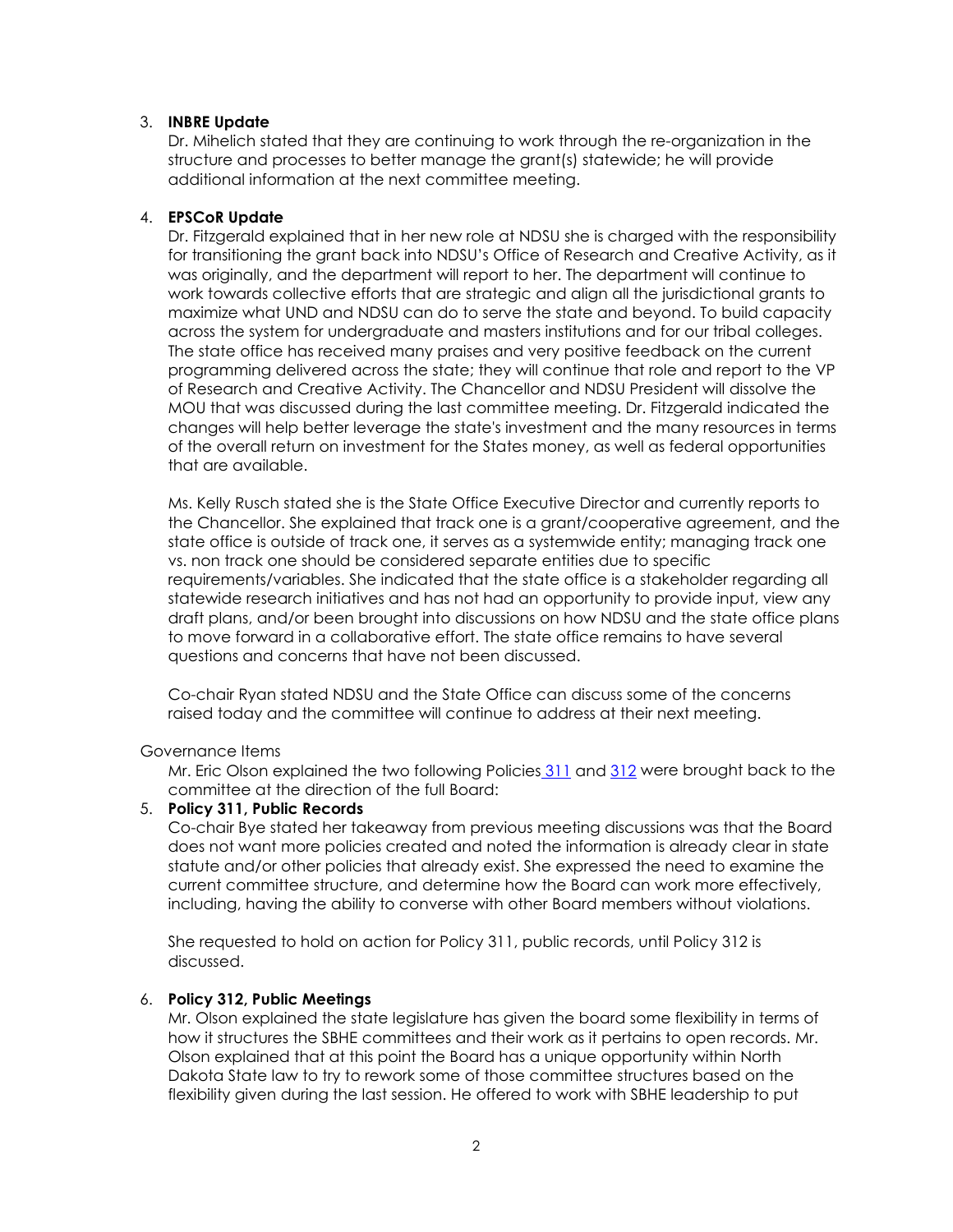3. **INBRE Update**
   Dr. Mihelich stated that they are continuing to work through the re-organization in the structure and processes to better manage the grant(s) statewide; he will provide additional information at the next committee meeting.

4. **EPSCoR Update**
   Dr. Fitzgerald explained that in her new role at NDSU she is charged with the responsibility for transitioning the grant back into NDSU's Office of Research and Creative Activity, as it was originally, and the department will report to her. The department will continue to work towards collective efforts that are strategic and align all the jurisdictional grants to maximize what UND and NDSU can do to serve the state and beyond. To build capacity across the system for undergraduate and masters institutions and for our tribal colleges. The state office has received many praises and very positive feedback on the current programming delivered across the state; they will continue that role and report to the VP of Research and Creative Activity. The Chancellor and NDSU President will dissolve the MOU that was discussed during the last committee meeting. Dr. Fitzgerald indicated the changes will help better leverage the state's investment and the many resources in terms of the overall return on investment for the States money, as well as federal opportunities that are available.

   Ms. Kelly Rusch stated she is the State Office Executive Director and currently reports to the Chancellor. She explained that track one is a grant/cooperative agreement, and the state office is outside of track one, it serves as a systemwide entity; managing track one vs. non track one should be considered separate entities due to specific requirements/variables. She indicated that the state office is a stakeholder regarding all statewide research initiatives and has not had an opportunity to provide input, view any draft plans, and/or been brought into discussions on how NDSU and the state office plans to move forward in a collaborative effort. The state office remains to have several questions and concerns that have not been discussed.

   Co-chair Ryan stated NDSU and the State Office can discuss some of the concerns raised today and the committee will continue to address at their next meeting.

Governance Items

   Mr. Eric Olson explained the two following Policies 311 and 312 were brought back to the committee at the direction of the full Board:

5. **Policy 311, Public Records**
   Co-chair Bye stated her takeaway from previous meeting discussions was that the Board does not want more policies created and noted the information is already clear in state statute and/or other policies that already exist. She expressed the need to examine the current committee structure, and determine how the Board can work more effectively, including, having the ability to converse with other Board members without violations.

   She requested to hold on action for Policy 311, public records, until Policy 312 is discussed.

6. **Policy 312, Public Meetings**
   Mr. Olson explained the state legislature has given the board some flexibility in terms of how it structures the SBHE committees and their work as it pertains to open records. Mr. Olson explained that at this point the Board has a unique opportunity within North Dakota State law to try to rework some of those committee structures based on the flexibility given during the last session. He offered to work with SBHE leadership to put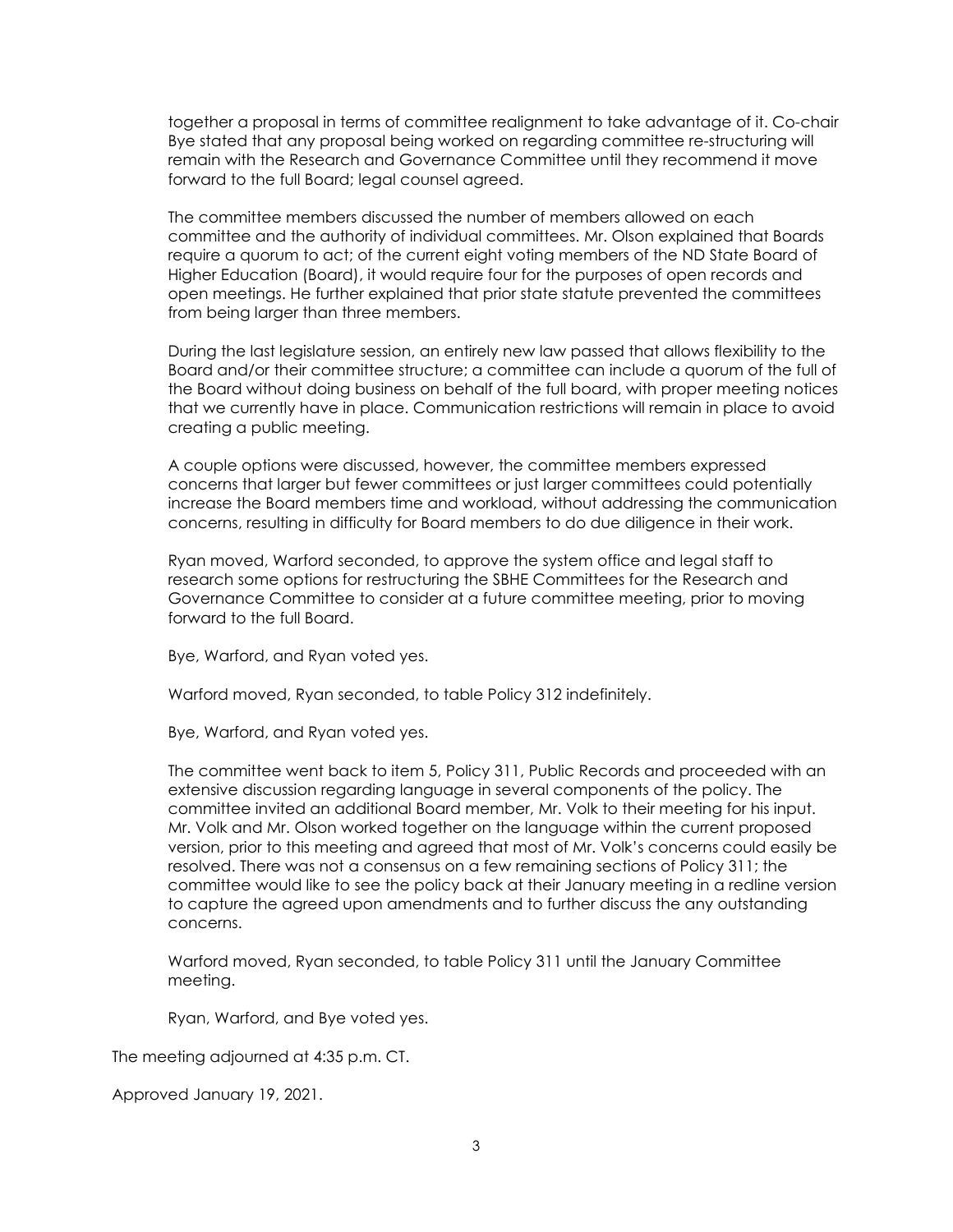together a proposal in terms of committee realignment to take advantage of it. Co-chair Bye stated that any proposal being worked on regarding committee re-structuring will remain with the Research and Governance Committee until they recommend it move forward to the full Board; legal counsel agreed.

The committee members discussed the number of members allowed on each committee and the authority of individual committees. Mr. Olson explained that Boards require a quorum to act; of the current eight voting members of the ND State Board of Higher Education (Board), it would require four for the purposes of open records and open meetings. He further explained that prior state statute prevented the committees from being larger than three members.

During the last legislature session, an entirely new law passed that allows flexibility to the Board and/or their committee structure; a committee can include a quorum of the full of the Board without doing business on behalf of the full board, with proper meeting notices that we currently have in place. Communication restrictions will remain in place to avoid creating a public meeting.

A couple options were discussed, however, the committee members expressed concerns that larger but fewer committees or just larger committees could potentially increase the Board members time and workload, without addressing the communication concerns, resulting in difficulty for Board members to do due diligence in their work.

Ryan moved, Warford seconded, to approve the system office and legal staff to research some options for restructuring the SBHE Committees for the Research and Governance Committee to consider at a future committee meeting, prior to moving forward to the full Board.

Bye, Warford, and Ryan voted yes.

Warford moved, Ryan seconded, to table Policy 312 indefinitely.

Bye, Warford, and Ryan voted yes.

The committee went back to item 5, Policy 311, Public Records and proceeded with an extensive discussion regarding language in several components of the policy. The committee invited an additional Board member, Mr. Volk to their meeting for his input. Mr. Volk and Mr. Olson worked together on the language within the current proposed version, prior to this meeting and agreed that most of Mr. Volk's concerns could easily be resolved. There was not a consensus on a few remaining sections of Policy 311; the committee would like to see the policy back at their January meeting in a redline version to capture the agreed upon amendments and to further discuss the any outstanding concerns.

Warford moved, Ryan seconded, to table Policy 311 until the January Committee meeting.

Ryan, Warford, and Bye voted yes.

The meeting adjourned at 4:35 p.m. CT.

Approved January 19, 2021.